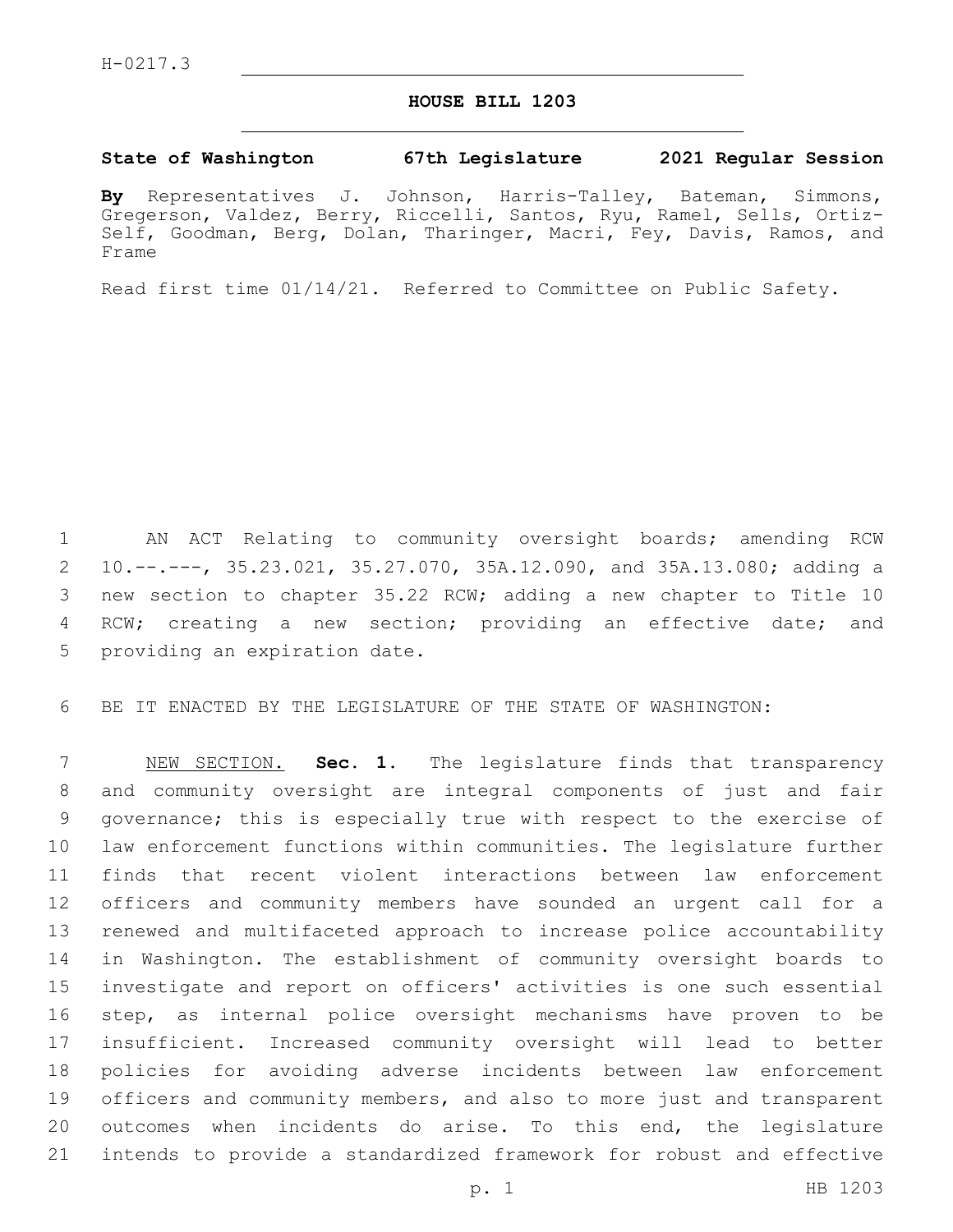H-0217.3

# HOUSE BILL 1203

**State of Washington 67th Legislature 2021 Regular Session**

**By** Representatives J. Johnson, Harris-Talley, Bateman, Simmons, Gregerson, Valdez, Berry, Riccelli, Santos, Ryu, Ramel, Sells, Ortiz-Self, Goodman, Berg, Dolan, Tharinger, Macri, Fey, Davis, Ramos, and Frame

Read first time 01/14/21. Referred to Committee on Public Safety.

AN ACT Relating to community oversight boards; amending RCW 10.--.---, 35.23.021, 35.27.070, 35A.12.090, and 35A.13.080; adding a new section to chapter 35.22 RCW; adding a new chapter to Title 10 RCW; creating a new section; providing an effective date; and providing an expiration date.

BE IT ENACTED BY THE LEGISLATURE OF THE STATE OF WASHINGTON:

NEW SECTION. **Sec. 1.** The legislature finds that transparency and community oversight are integral components of just and fair governance; this is especially true with respect to the exercise of law enforcement functions within communities. The legislature further finds that recent violent interactions between law enforcement officers and community members have sounded an urgent call for a renewed and multifaceted approach to increase police accountability in Washington. The establishment of community oversight boards to investigate and report on officers' activities is one such essential step, as internal police oversight mechanisms have proven to be insufficient. Increased community oversight will lead to better policies for avoiding adverse incidents between law enforcement officers and community members, and also to more just and transparent outcomes when incidents do arise. To this end, the legislature intends to provide a standardized framework for robust and effective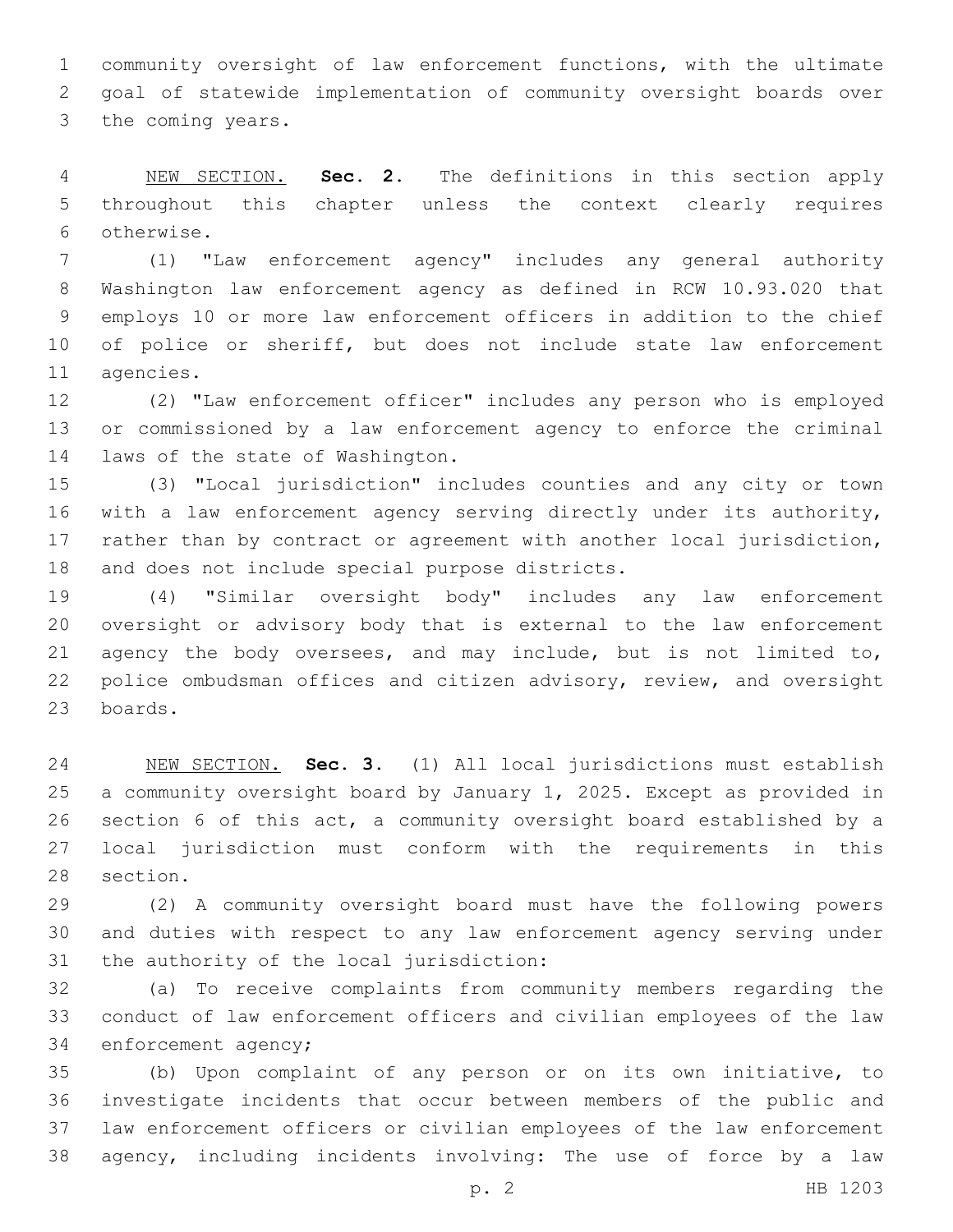community oversight of law enforcement functions, with the ultimate goal of statewide implementation of community oversight boards over the coming years.

NEW SECTION. **Sec. 2.** The definitions in this section apply throughout this chapter unless the context clearly requires otherwise.

(1) "Law enforcement agency" includes any general authority Washington law enforcement agency as defined in RCW 10.93.020 that employs 10 or more law enforcement officers in addition to the chief of police or sheriff, but does not include state law enforcement agencies.

(2) "Law enforcement officer" includes any person who is employed or commissioned by a law enforcement agency to enforce the criminal laws of the state of Washington.

(3) "Local jurisdiction" includes counties and any city or town with a law enforcement agency serving directly under its authority, rather than by contract or agreement with another local jurisdiction, and does not include special purpose districts.

(4) "Similar oversight body" includes any law enforcement oversight or advisory body that is external to the law enforcement agency the body oversees, and may include, but is not limited to, police ombudsman offices and citizen advisory, review, and oversight boards.

NEW SECTION. **Sec. 3.** (1) All local jurisdictions must establish a community oversight board by January 1, 2025. Except as provided in section 6 of this act, a community oversight board established by a local jurisdiction must conform with the requirements in this section.

(2) A community oversight board must have the following powers and duties with respect to any law enforcement agency serving under the authority of the local jurisdiction:

(a) To receive complaints from community members regarding the conduct of law enforcement officers and civilian employees of the law enforcement agency;

(b) Upon complaint of any person or on its own initiative, to investigate incidents that occur between members of the public and law enforcement officers or civilian employees of the law enforcement agency, including incidents involving: The use of force by a law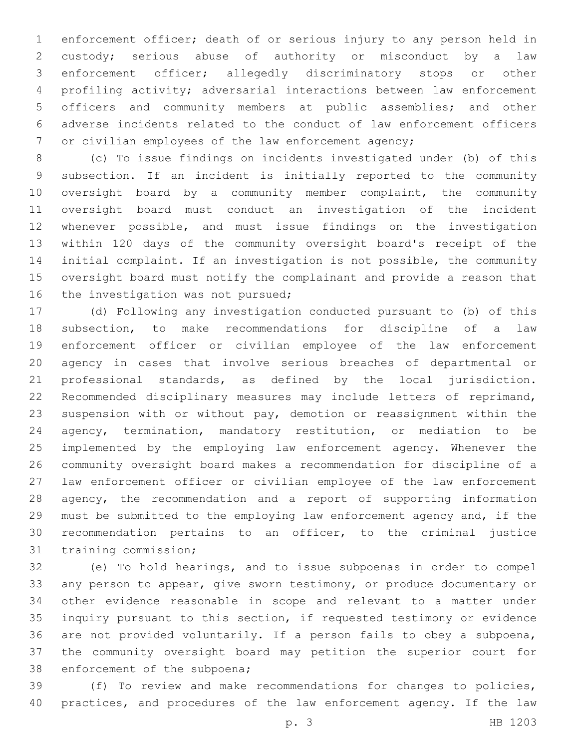enforcement officer; death of or serious injury to any person held in custody; serious abuse of authority or misconduct by a law enforcement officer; allegedly discriminatory stops or other profiling activity; adversarial interactions between law enforcement officers and community members at public assemblies; and other adverse incidents related to the conduct of law enforcement officers or civilian employees of the law enforcement agency;

(c) To issue findings on incidents investigated under (b) of this subsection. If an incident is initially reported to the community oversight board by a community member complaint, the community oversight board must conduct an investigation of the incident whenever possible, and must issue findings on the investigation within 120 days of the community oversight board's receipt of the initial complaint. If an investigation is not possible, the community oversight board must notify the complainant and provide a reason that the investigation was not pursued;

(d) Following any investigation conducted pursuant to (b) of this subsection, to make recommendations for discipline of a law enforcement officer or civilian employee of the law enforcement agency in cases that involve serious breaches of departmental or professional standards, as defined by the local jurisdiction. Recommended disciplinary measures may include letters of reprimand, suspension with or without pay, demotion or reassignment within the agency, termination, mandatory restitution, or mediation to be implemented by the employing law enforcement agency. Whenever the community oversight board makes a recommendation for discipline of a law enforcement officer or civilian employee of the law enforcement agency, the recommendation and a report of supporting information must be submitted to the employing law enforcement agency and, if the recommendation pertains to an officer, to the criminal justice training commission;

(e) To hold hearings, and to issue subpoenas in order to compel any person to appear, give sworn testimony, or produce documentary or other evidence reasonable in scope and relevant to a matter under inquiry pursuant to this section, if requested testimony or evidence are not provided voluntarily. If a person fails to obey a subpoena, the community oversight board may petition the superior court for enforcement of the subpoena;

(f) To review and make recommendations for changes to policies, practices, and procedures of the law enforcement agency. If the law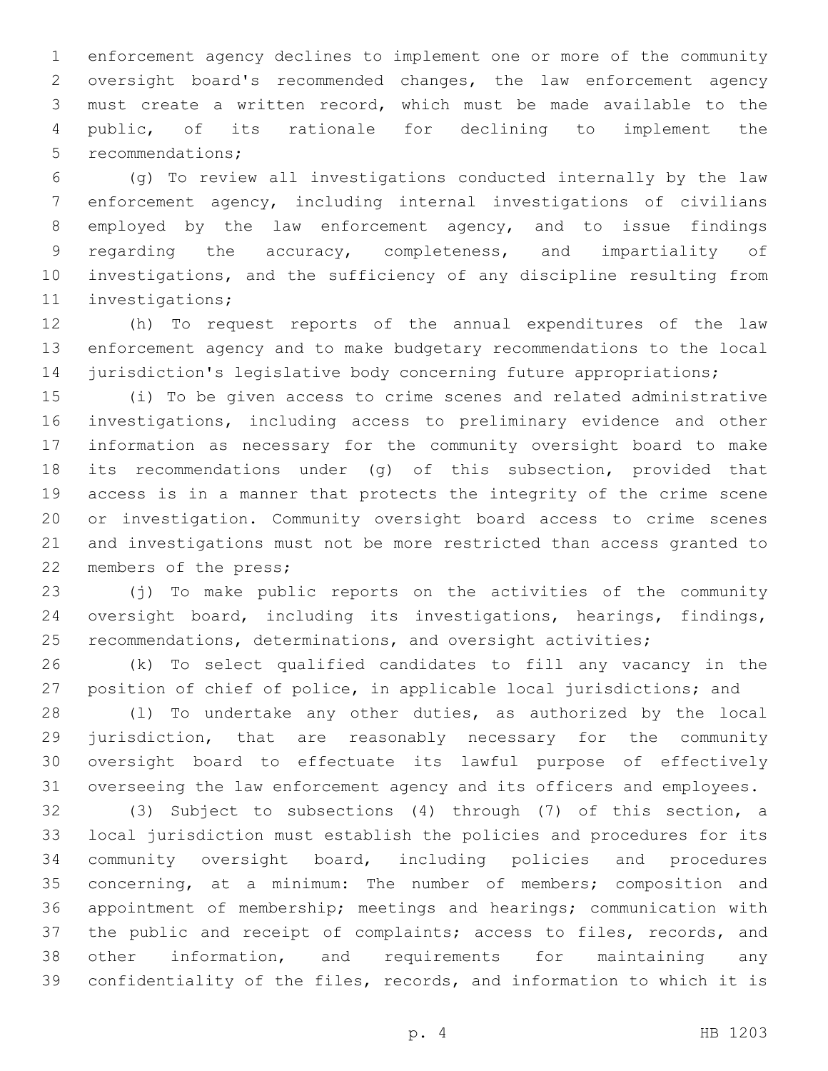enforcement agency declines to implement one or more of the community oversight board's recommended changes, the law enforcement agency must create a written record, which must be made available to the public, of its rationale for declining to implement the recommendations;

(g) To review all investigations conducted internally by the law enforcement agency, including internal investigations of civilians employed by the law enforcement agency, and to issue findings regarding the accuracy, completeness, and impartiality of investigations, and the sufficiency of any discipline resulting from investigations;

(h) To request reports of the annual expenditures of the law enforcement agency and to make budgetary recommendations to the local jurisdiction's legislative body concerning future appropriations;

(i) To be given access to crime scenes and related administrative investigations, including access to preliminary evidence and other information as necessary for the community oversight board to make its recommendations under (g) of this subsection, provided that access is in a manner that protects the integrity of the crime scene or investigation. Community oversight board access to crime scenes and investigations must not be more restricted than access granted to members of the press;

(j) To make public reports on the activities of the community oversight board, including its investigations, hearings, findings, recommendations, determinations, and oversight activities;

(k) To select qualified candidates to fill any vacancy in the position of chief of police, in applicable local jurisdictions; and

(l) To undertake any other duties, as authorized by the local jurisdiction, that are reasonably necessary for the community oversight board to effectuate its lawful purpose of effectively overseeing the law enforcement agency and its officers and employees.

(3) Subject to subsections (4) through (7) of this section, a local jurisdiction must establish the policies and procedures for its community oversight board, including policies and procedures concerning, at a minimum: The number of members; composition and appointment of membership; meetings and hearings; communication with the public and receipt of complaints; access to files, records, and other information, and requirements for maintaining any confidentiality of the files, records, and information to which it is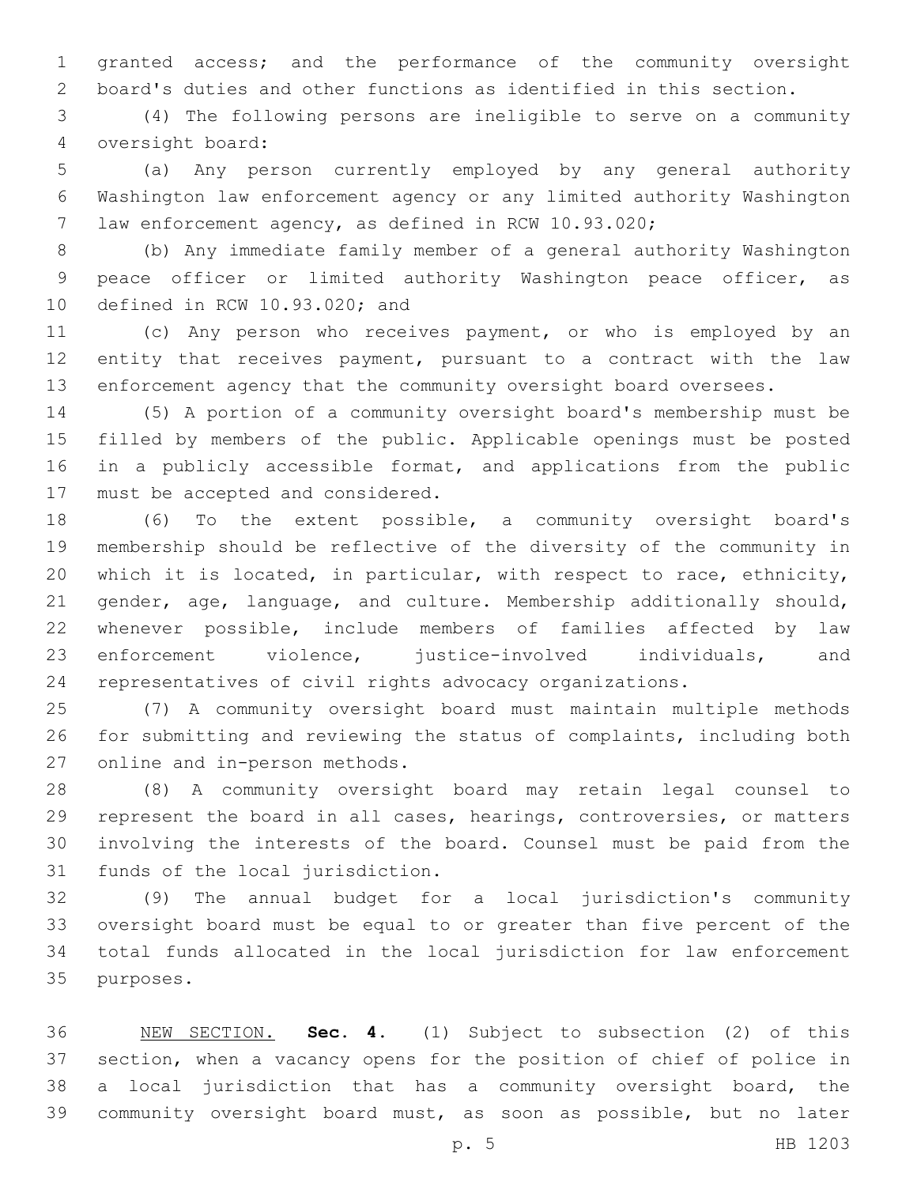granted access; and the performance of the community oversight board's duties and other functions as identified in this section.

(4) The following persons are ineligible to serve on a community oversight board:

(a) Any person currently employed by any general authority Washington law enforcement agency or any limited authority Washington law enforcement agency, as defined in RCW 10.93.020;

(b) Any immediate family member of a general authority Washington peace officer or limited authority Washington peace officer, as defined in RCW 10.93.020; and

(c) Any person who receives payment, or who is employed by an entity that receives payment, pursuant to a contract with the law enforcement agency that the community oversight board oversees.

(5) A portion of a community oversight board's membership must be filled by members of the public. Applicable openings must be posted in a publicly accessible format, and applications from the public must be accepted and considered.

(6) To the extent possible, a community oversight board's membership should be reflective of the diversity of the community in which it is located, in particular, with respect to race, ethnicity, gender, age, language, and culture. Membership additionally should, whenever possible, include members of families affected by law enforcement violence, justice-involved individuals, and representatives of civil rights advocacy organizations.

(7) A community oversight board must maintain multiple methods for submitting and reviewing the status of complaints, including both online and in-person methods.

(8) A community oversight board may retain legal counsel to represent the board in all cases, hearings, controversies, or matters involving the interests of the board. Counsel must be paid from the funds of the local jurisdiction.

(9) The annual budget for a local jurisdiction's community oversight board must be equal to or greater than five percent of the total funds allocated in the local jurisdiction for law enforcement purposes.

NEW SECTION. **Sec. 4.** (1) Subject to subsection (2) of this section, when a vacancy opens for the position of chief of police in a local jurisdiction that has a community oversight board, the community oversight board must, as soon as possible, but no later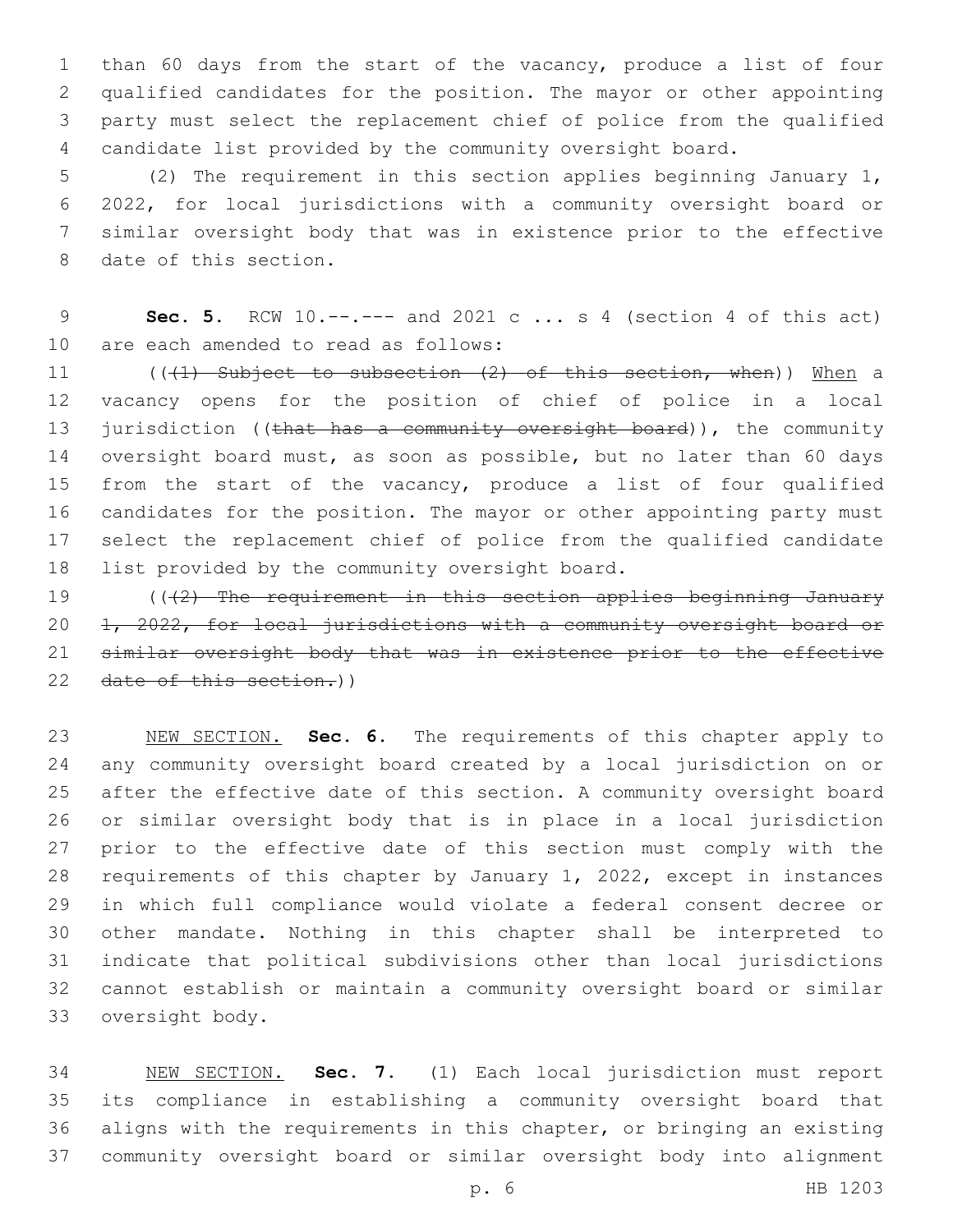than 60 days from the start of the vacancy, produce a list of four qualified candidates for the position. The mayor or other appointing party must select the replacement chief of police from the qualified candidate list provided by the community oversight board.

(2) The requirement in this section applies beginning January 1, 2022, for local jurisdictions with a community oversight board or similar oversight body that was in existence prior to the effective date of this section.

**Sec. 5.** RCW 10.--.--- and 2021 c ... s 4 (section 4 of this act) are each amended to read as follows:

~~((1) Subject to subsection (2) of this section, when)~~ When a vacancy opens for the position of chief of police in a local jurisdiction ((~~that has a community oversight board~~)), the community oversight board must, as soon as possible, but no later than 60 days from the start of the vacancy, produce a list of four qualified candidates for the position. The mayor or other appointing party must select the replacement chief of police from the qualified candidate list provided by the community oversight board.

((~~(2) The requirement in this section applies beginning January 1, 2022, for local jurisdictions with a community oversight board or similar oversight body that was in existence prior to the effective date of this section.~~))

NEW SECTION. **Sec. 6.** The requirements of this chapter apply to any community oversight board created by a local jurisdiction on or after the effective date of this section. A community oversight board or similar oversight body that is in place in a local jurisdiction prior to the effective date of this section must comply with the requirements of this chapter by January 1, 2022, except in instances in which full compliance would violate a federal consent decree or other mandate. Nothing in this chapter shall be interpreted to indicate that political subdivisions other than local jurisdictions cannot establish or maintain a community oversight board or similar oversight body.

NEW SECTION. **Sec. 7.** (1) Each local jurisdiction must report its compliance in establishing a community oversight board that aligns with the requirements in this chapter, or bringing an existing community oversight board or similar oversight body into alignment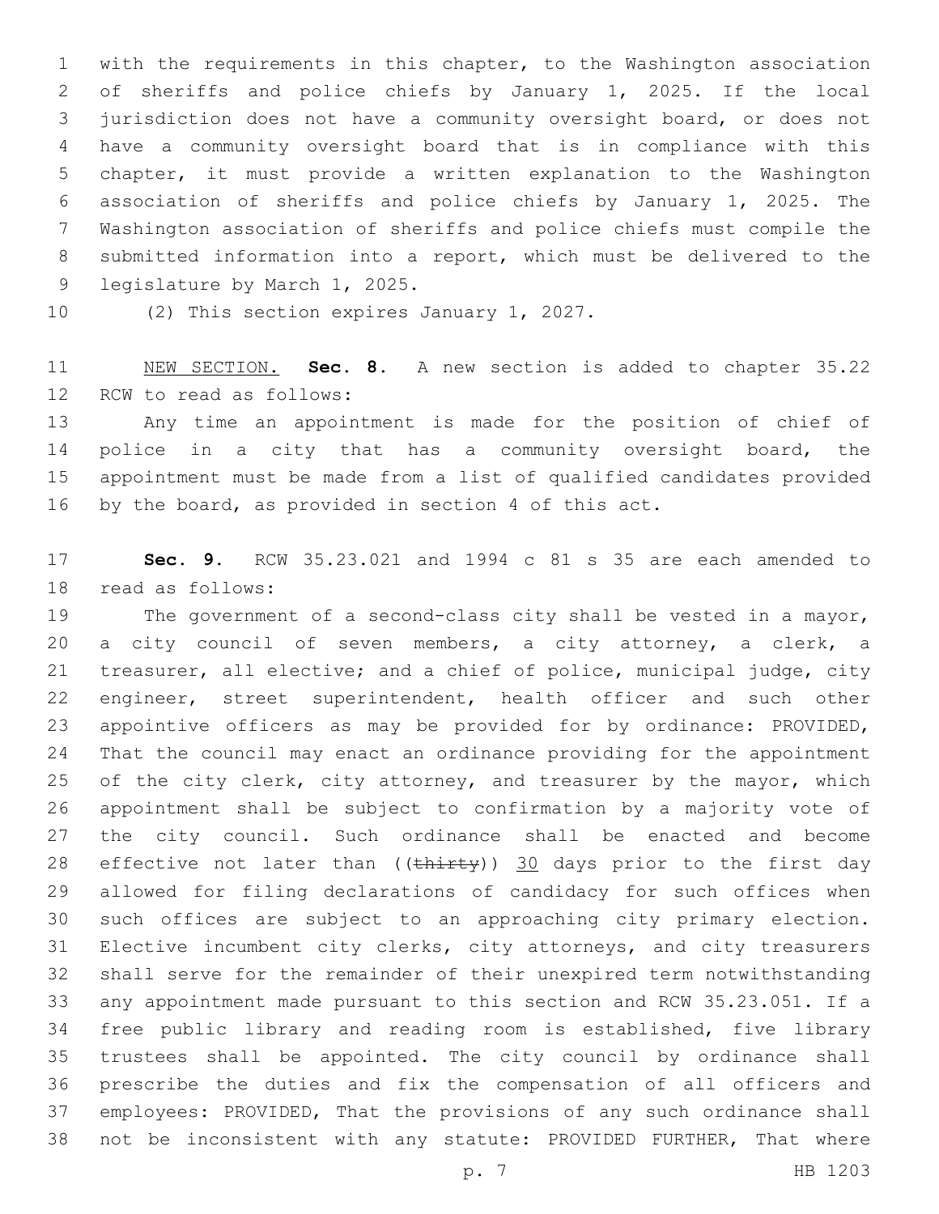with the requirements in this chapter, to the Washington association of sheriffs and police chiefs by January 1, 2025. If the local jurisdiction does not have a community oversight board, or does not have a community oversight board that is in compliance with this chapter, it must provide a written explanation to the Washington association of sheriffs and police chiefs by January 1, 2025. The Washington association of sheriffs and police chiefs must compile the submitted information into a report, which must be delivered to the legislature by March 1, 2025.

(2) This section expires January 1, 2027.

NEW SECTION. **Sec. 8.** A new section is added to chapter 35.22 RCW to read as follows:

Any time an appointment is made for the position of chief of police in a city that has a community oversight board, the appointment must be made from a list of qualified candidates provided by the board, as provided in section 4 of this act.

**Sec. 9.** RCW 35.23.021 and 1994 c 81 s 35 are each amended to read as follows:

The government of a second-class city shall be vested in a mayor, a city council of seven members, a city attorney, a clerk, a treasurer, all elective; and a chief of police, municipal judge, city engineer, street superintendent, health officer and such other appointive officers as may be provided for by ordinance: PROVIDED, That the council may enact an ordinance providing for the appointment of the city clerk, city attorney, and treasurer by the mayor, which appointment shall be subject to confirmation by a majority vote of the city council. Such ordinance shall be enacted and become effective not later than ((~~thirty~~)) 30 days prior to the first day allowed for filing declarations of candidacy for such offices when such offices are subject to an approaching city primary election. Elective incumbent city clerks, city attorneys, and city treasurers shall serve for the remainder of their unexpired term notwithstanding any appointment made pursuant to this section and RCW 35.23.051. If a free public library and reading room is established, five library trustees shall be appointed. The city council by ordinance shall prescribe the duties and fix the compensation of all officers and employees: PROVIDED, That the provisions of any such ordinance shall not be inconsistent with any statute: PROVIDED FURTHER, That where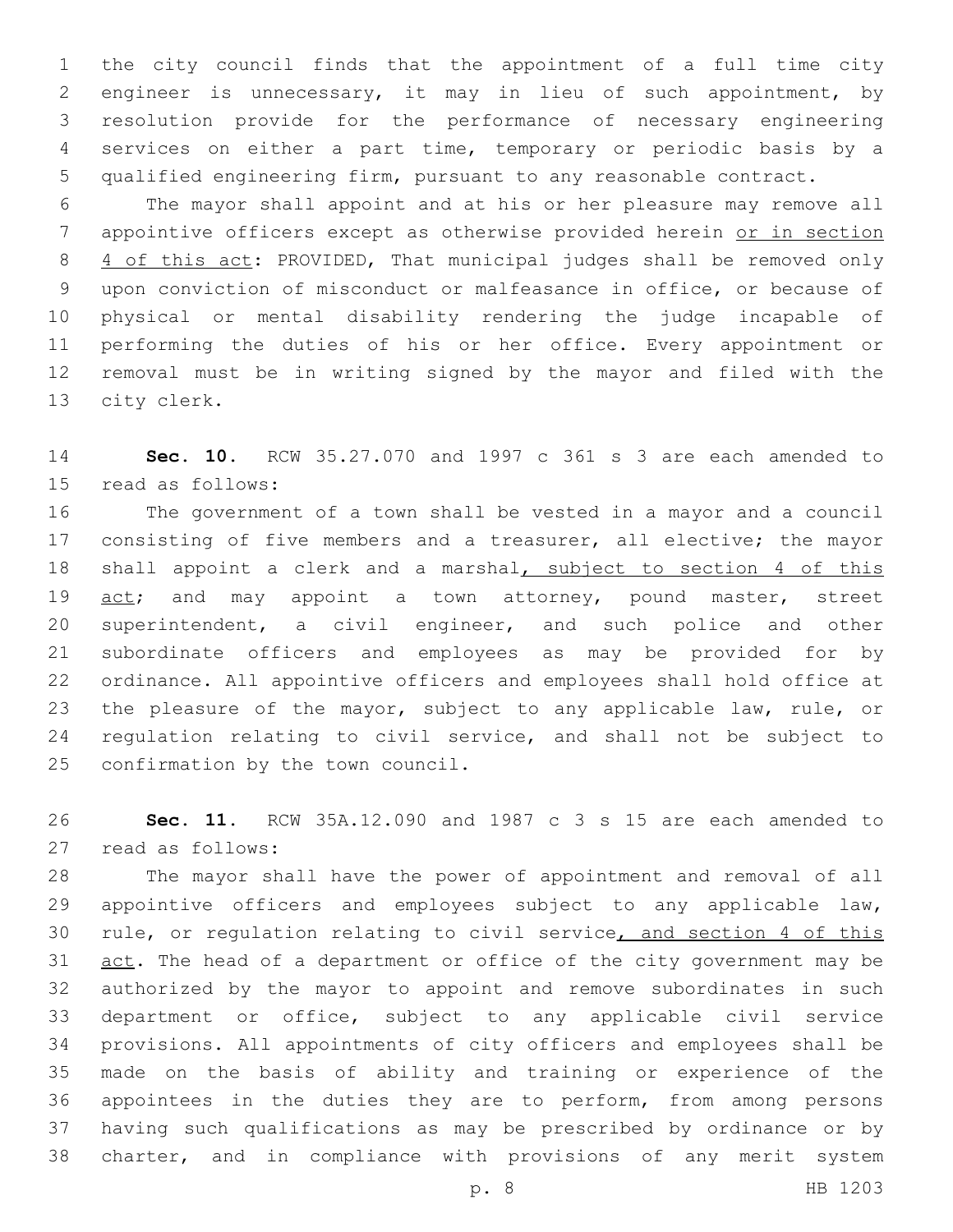the city council finds that the appointment of a full time city engineer is unnecessary, it may in lieu of such appointment, by resolution provide for the performance of necessary engineering services on either a part time, temporary or periodic basis by a qualified engineering firm, pursuant to any reasonable contract.

The mayor shall appoint and at his or her pleasure may remove all appointive officers except as otherwise provided herein <u>or in section 4 of this act</u>: PROVIDED, That municipal judges shall be removed only upon conviction of misconduct or malfeasance in office, or because of physical or mental disability rendering the judge incapable of performing the duties of his or her office. Every appointment or removal must be in writing signed by the mayor and filed with the city clerk.

**Sec. 10.** RCW 35.27.070 and 1997 c 361 s 3 are each amended to read as follows:

The government of a town shall be vested in a mayor and a council consisting of five members and a treasurer, all elective; the mayor shall appoint a clerk and a marshal<u>, subject to section 4 of this act</u>; and may appoint a town attorney, pound master, street superintendent, a civil engineer, and such police and other subordinate officers and employees as may be provided for by ordinance. All appointive officers and employees shall hold office at the pleasure of the mayor, subject to any applicable law, rule, or regulation relating to civil service, and shall not be subject to confirmation by the town council.

**Sec. 11.** RCW 35A.12.090 and 1987 c 3 s 15 are each amended to read as follows:

The mayor shall have the power of appointment and removal of all appointive officers and employees subject to any applicable law, rule, or regulation relating to civil service<u>, and section 4 of this act</u>. The head of a department or office of the city government may be authorized by the mayor to appoint and remove subordinates in such department or office, subject to any applicable civil service provisions. All appointments of city officers and employees shall be made on the basis of ability and training or experience of the appointees in the duties they are to perform, from among persons having such qualifications as may be prescribed by ordinance or by charter, and in compliance with provisions of any merit system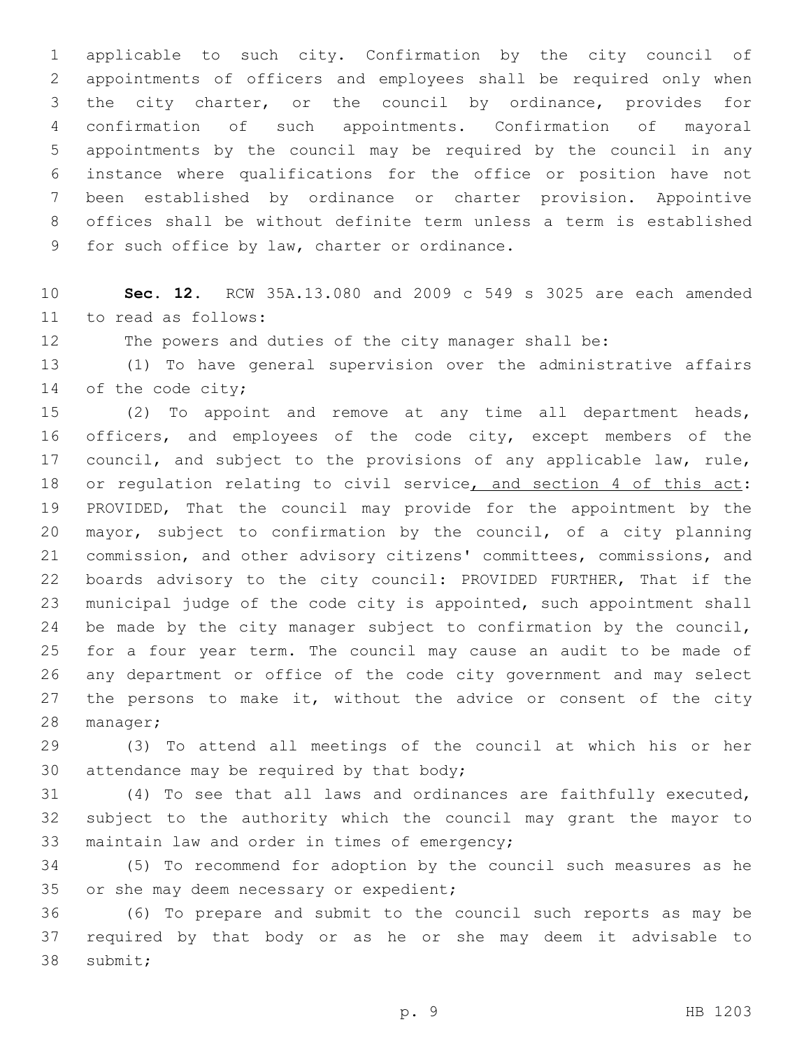applicable to such city. Confirmation by the city council of appointments of officers and employees shall be required only when the city charter, or the council by ordinance, provides for confirmation of such appointments. Confirmation of mayoral appointments by the council may be required by the council in any instance where qualifications for the office or position have not been established by ordinance or charter provision. Appointive offices shall be without definite term unless a term is established for such office by law, charter or ordinance.

**Sec. 12.** RCW 35A.13.080 and 2009 c 549 s 3025 are each amended to read as follows:

The powers and duties of the city manager shall be:

(1) To have general supervision over the administrative affairs of the code city;

(2) To appoint and remove at any time all department heads, officers, and employees of the code city, except members of the council, and subject to the provisions of any applicable law, rule, or regulation relating to civil service, and section 4 of this act: PROVIDED, That the council may provide for the appointment by the mayor, subject to confirmation by the council, of a city planning commission, and other advisory citizens' committees, commissions, and boards advisory to the city council: PROVIDED FURTHER, That if the municipal judge of the code city is appointed, such appointment shall be made by the city manager subject to confirmation by the council, for a four year term. The council may cause an audit to be made of any department or office of the code city government and may select the persons to make it, without the advice or consent of the city manager;

(3) To attend all meetings of the council at which his or her attendance may be required by that body;

(4) To see that all laws and ordinances are faithfully executed, subject to the authority which the council may grant the mayor to maintain law and order in times of emergency;

(5) To recommend for adoption by the council such measures as he or she may deem necessary or expedient;

(6) To prepare and submit to the council such reports as may be required by that body or as he or she may deem it advisable to submit;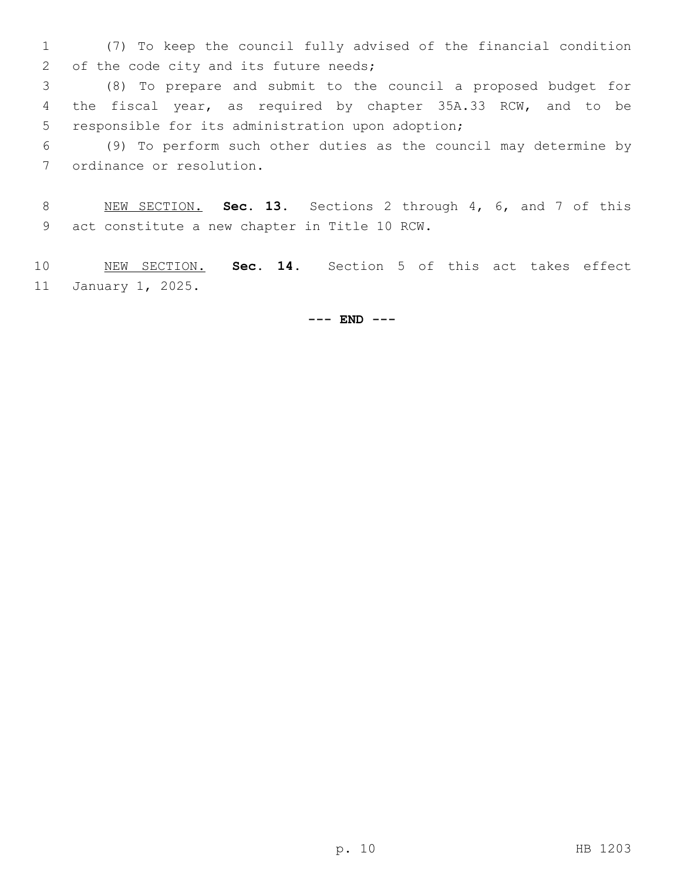(7) To keep the council fully advised of the financial condition of the code city and its future needs;

(8) To prepare and submit to the council a proposed budget for the fiscal year, as required by chapter 35A.33 RCW, and to be responsible for its administration upon adoption;

(9) To perform such other duties as the council may determine by ordinance or resolution.

NEW SECTION. **Sec. 13.** Sections 2 through 4, 6, and 7 of this act constitute a new chapter in Title 10 RCW.

NEW SECTION. **Sec. 14.** Section 5 of this act takes effect January 1, 2025.

**--- END ---**